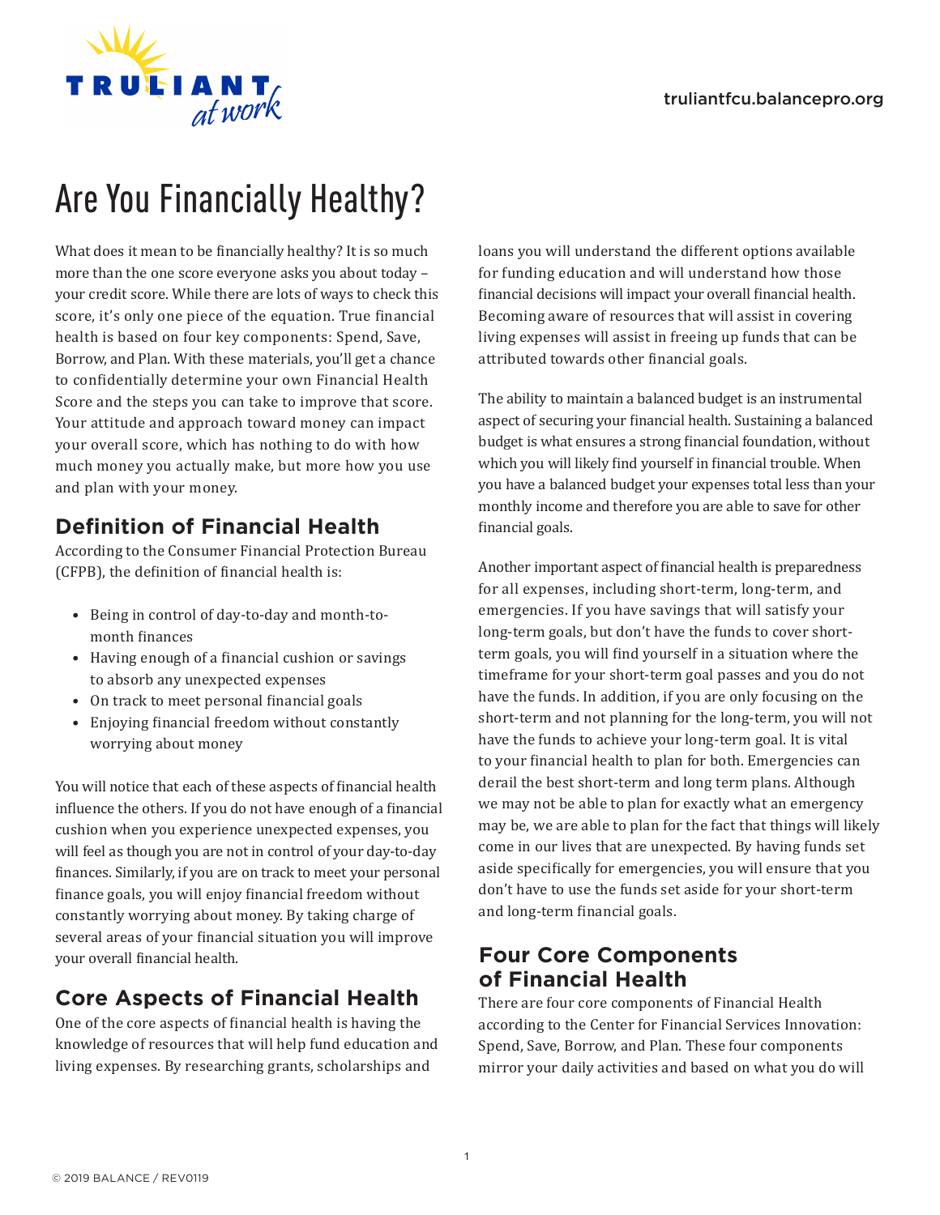# Are You Financially Healthy?

What does it mean to be financially healthy? It is so much more than the one score everyone asks you about today – your credit score. While there are lots of ways to check this score, it's only one piece of the equation. True financial health is based on four key components: Spend, Save, Borrow, and Plan. With these materials, you'll get a chance to confidentially determine your own Financial Health Score and the steps you can take to improve that score. Your attitude and approach toward money can impact your overall score, which has nothing to do with how much money you actually make, but more how you use and plan with your money.

## Definition of Financial Health

According to the Consumer Financial Protection Bureau (CFPB), the definition of financial health is:

- Being in control of day-to-day and month-to-month finances
- Having enough of a financial cushion or savings to absorb any unexpected expenses
- On track to meet personal financial goals
- Enjoying financial freedom without constantly worrying about money

You will notice that each of these aspects of financial health influence the others. If you do not have enough of a financial cushion when you experience unexpected expenses, you will feel as though you are not in control of your day-to-day finances. Similarly, if you are on track to meet your personal finance goals, you will enjoy financial freedom without constantly worrying about money. By taking charge of several areas of your financial situation you will improve your overall financial health.

## Core Aspects of Financial Health

One of the core aspects of financial health is having the knowledge of resources that will help fund education and living expenses. By researching grants, scholarships and loans you will understand the different options available for funding education and will understand how those financial decisions will impact your overall financial health. Becoming aware of resources that will assist in covering living expenses will assist in freeing up funds that can be attributed towards other financial goals.

The ability to maintain a balanced budget is an instrumental aspect of securing your financial health. Sustaining a balanced budget is what ensures a strong financial foundation, without which you will likely find yourself in financial trouble. When you have a balanced budget your expenses total less than your monthly income and therefore you are able to save for other financial goals.

Another important aspect of financial health is preparedness for all expenses, including short-term, long-term, and emergencies. If you have savings that will satisfy your long-term goals, but don't have the funds to cover short-term goals, you will find yourself in a situation where the timeframe for your short-term goal passes and you do not have the funds. In addition, if you are only focusing on the short-term and not planning for the long-term, you will not have the funds to achieve your long-term goal. It is vital to your financial health to plan for both. Emergencies can derail the best short-term and long term plans. Although we may not be able to plan for exactly what an emergency may be, we are able to plan for the fact that things will likely come in our lives that are unexpected. By having funds set aside specifically for emergencies, you will ensure that you don't have to use the funds set aside for your short-term and long-term financial goals.

## Four Core Components of Financial Health

There are four core components of Financial Health according to the Center for Financial Services Innovation: Spend, Save, Borrow, and Plan. These four components mirror your daily activities and based on what you do will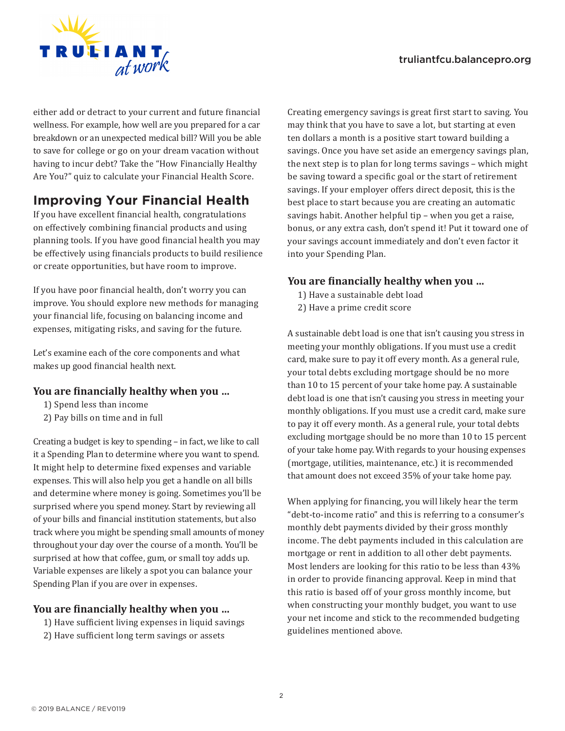either add or detract to your current and future financial wellness. For example, how well are you prepared for a car breakdown or an unexpected medical bill? Will you be able to save for college or go on your dream vacation without having to incur debt? Take the "How Financially Healthy Are You?" quiz to calculate your Financial Health Score.

## Improving Your Financial Health

If you have excellent financial health, congratulations on effectively combining financial products and using planning tools. If you have good financial health you may be effectively using financials products to build resilience or create opportunities, but have room to improve.

If you have poor financial health, don't worry you can improve. You should explore new methods for managing your financial life, focusing on balancing income and expenses, mitigating risks, and saving for the future.

Let's examine each of the core components and what makes up good financial health next.

### You are financially healthy when you …

1) Spend less than income
2) Pay bills on time and in full

Creating a budget is key to spending – in fact, we like to call it a Spending Plan to determine where you want to spend. It might help to determine fixed expenses and variable expenses. This will also help you get a handle on all bills and determine where money is going. Sometimes you'll be surprised where you spend money. Start by reviewing all of your bills and financial institution statements, but also track where you might be spending small amounts of money throughout your day over the course of a month. You'll be surprised at how that coffee, gum, or small toy adds up. Variable expenses are likely a spot you can balance your Spending Plan if you are over in expenses.

### You are financially healthy when you …

1) Have sufficient living expenses in liquid savings
2) Have sufficient long term savings or assets

Creating emergency savings is great first start to saving. You may think that you have to save a lot, but starting at even ten dollars a month is a positive start toward building a savings. Once you have set aside an emergency savings plan, the next step is to plan for long terms savings – which might be saving toward a specific goal or the start of retirement savings. If your employer offers direct deposit, this is the best place to start because you are creating an automatic savings habit. Another helpful tip – when you get a raise, bonus, or any extra cash, don't spend it! Put it toward one of your savings account immediately and don't even factor it into your Spending Plan.

### You are financially healthy when you …

1) Have a sustainable debt load
2) Have a prime credit score

A sustainable debt load is one that isn't causing you stress in meeting your monthly obligations. If you must use a credit card, make sure to pay it off every month. As a general rule, your total debts excluding mortgage should be no more than 10 to 15 percent of your take home pay. A sustainable debt load is one that isn't causing you stress in meeting your monthly obligations. If you must use a credit card, make sure to pay it off every month. As a general rule, your total debts excluding mortgage should be no more than 10 to 15 percent of your take home pay. With regards to your housing expenses (mortgage, utilities, maintenance, etc.) it is recommended that amount does not exceed 35% of your take home pay.

When applying for financing, you will likely hear the term "debt-to-income ratio" and this is referring to a consumer's monthly debt payments divided by their gross monthly income. The debt payments included in this calculation are mortgage or rent in addition to all other debt payments. Most lenders are looking for this ratio to be less than 43% in order to provide financing approval. Keep in mind that this ratio is based off of your gross monthly income, but when constructing your monthly budget, you want to use your net income and stick to the recommended budgeting guidelines mentioned above.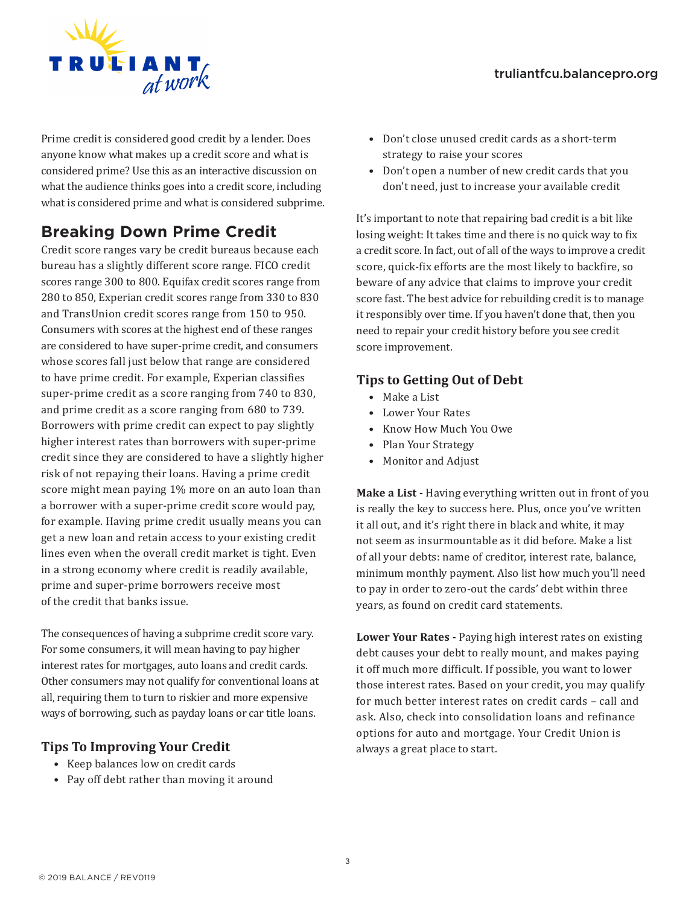Prime credit is considered good credit by a lender. Does anyone know what makes up a credit score and what is considered prime? Use this as an interactive discussion on what the audience thinks goes into a credit score, including what is considered prime and what is considered subprime.

## Breaking Down Prime Credit

Credit score ranges vary be credit bureaus because each bureau has a slightly different score range. FICO credit scores range 300 to 800. Equifax credit scores range from 280 to 850, Experian credit scores range from 330 to 830 and TransUnion credit scores range from 150 to 950. Consumers with scores at the highest end of these ranges are considered to have super-prime credit, and consumers whose scores fall just below that range are considered to have prime credit. For example, Experian classifies super-prime credit as a score ranging from 740 to 830, and prime credit as a score ranging from 680 to 739. Borrowers with prime credit can expect to pay slightly higher interest rates than borrowers with super-prime credit since they are considered to have a slightly higher risk of not repaying their loans. Having a prime credit score might mean paying 1% more on an auto loan than a borrower with a super-prime credit score would pay, for example. Having prime credit usually means you can get a new loan and retain access to your existing credit lines even when the overall credit market is tight. Even in a strong economy where credit is readily available, prime and super-prime borrowers receive most of the credit that banks issue.

The consequences of having a subprime credit score vary. For some consumers, it will mean having to pay higher interest rates for mortgages, auto loans and credit cards. Other consumers may not qualify for conventional loans at all, requiring them to turn to riskier and more expensive ways of borrowing, such as payday loans or car title loans.

### Tips To Improving Your Credit

- Keep balances low on credit cards
- Pay off debt rather than moving it around
- Don't close unused credit cards as a short-term strategy to raise your scores
- Don't open a number of new credit cards that you don't need, just to increase your available credit

It's important to note that repairing bad credit is a bit like losing weight: It takes time and there is no quick way to fix a credit score. In fact, out of all of the ways to improve a credit score, quick-fix efforts are the most likely to backfire, so beware of any advice that claims to improve your credit score fast. The best advice for rebuilding credit is to manage it responsibly over time. If you haven't done that, then you need to repair your credit history before you see credit score improvement.

### Tips to Getting Out of Debt

- Make a List
- Lower Your Rates
- Know How Much You Owe
- Plan Your Strategy
- Monitor and Adjust

**Make a List -** Having everything written out in front of you is really the key to success here. Plus, once you've written it all out, and it's right there in black and white, it may not seem as insurmountable as it did before. Make a list of all your debts: name of creditor, interest rate, balance, minimum monthly payment. Also list how much you'll need to pay in order to zero-out the cards' debt within three years, as found on credit card statements.

**Lower Your Rates -** Paying high interest rates on existing debt causes your debt to really mount, and makes paying it off much more difficult. If possible, you want to lower those interest rates. Based on your credit, you may qualify for much better interest rates on credit cards – call and ask. Also, check into consolidation loans and refinance options for auto and mortgage. Your Credit Union is always a great place to start.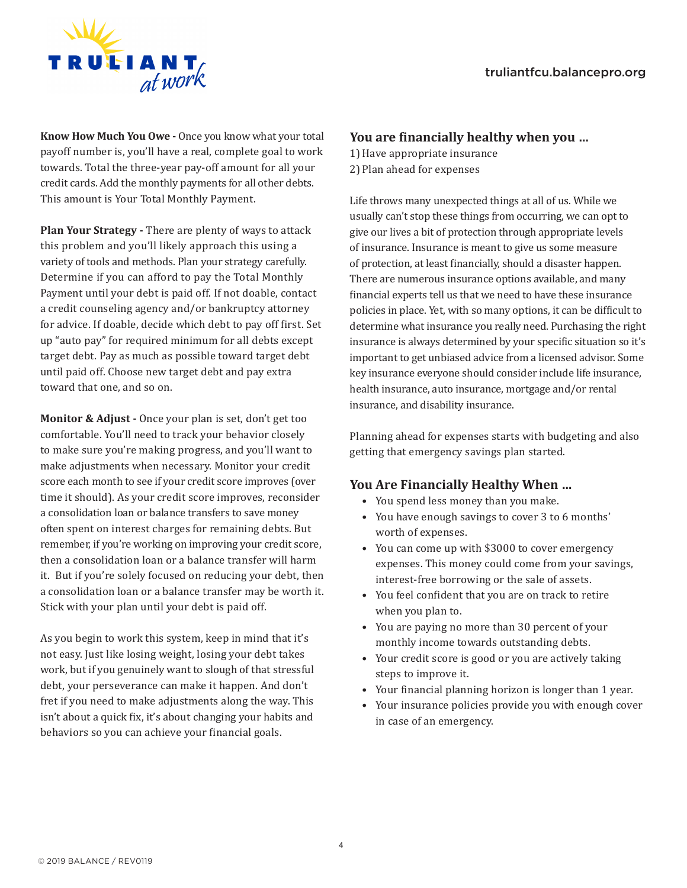**Know How Much You Owe -** Once you know what your total payoff number is, you'll have a real, complete goal to work towards. Total the three-year pay-off amount for all your credit cards. Add the monthly payments for all other debts. This amount is Your Total Monthly Payment.

**Plan Your Strategy -** There are plenty of ways to attack this problem and you'll likely approach this using a variety of tools and methods. Plan your strategy carefully. Determine if you can afford to pay the Total Monthly Payment until your debt is paid off. If not doable, contact a credit counseling agency and/or bankruptcy attorney for advice. If doable, decide which debt to pay off first. Set up "auto pay" for required minimum for all debts except target debt. Pay as much as possible toward target debt until paid off. Choose new target debt and pay extra toward that one, and so on.

**Monitor & Adjust -** Once your plan is set, don't get too comfortable. You'll need to track your behavior closely to make sure you're making progress, and you'll want to make adjustments when necessary. Monitor your credit score each month to see if your credit score improves (over time it should). As your credit score improves, reconsider a consolidation loan or balance transfers to save money often spent on interest charges for remaining debts. But remember, if you're working on improving your credit score, then a consolidation loan or a balance transfer will harm it. But if you're solely focused on reducing your debt, then a consolidation loan or a balance transfer may be worth it. Stick with your plan until your debt is paid off.

As you begin to work this system, keep in mind that it's not easy. Just like losing weight, losing your debt takes work, but if you genuinely want to slough of that stressful debt, your perseverance can make it happen. And don't fret if you need to make adjustments along the way. This isn't about a quick fix, it's about changing your habits and behaviors so you can achieve your financial goals.

## You are financially healthy when you …

1) Have appropriate insurance
2) Plan ahead for expenses

Life throws many unexpected things at all of us. While we usually can't stop these things from occurring, we can opt to give our lives a bit of protection through appropriate levels of insurance. Insurance is meant to give us some measure of protection, at least financially, should a disaster happen. There are numerous insurance options available, and many financial experts tell us that we need to have these insurance policies in place. Yet, with so many options, it can be difficult to determine what insurance you really need. Purchasing the right insurance is always determined by your specific situation so it's important to get unbiased advice from a licensed advisor. Some key insurance everyone should consider include life insurance, health insurance, auto insurance, mortgage and/or rental insurance, and disability insurance.

Planning ahead for expenses starts with budgeting and also getting that emergency savings plan started.

## You Are Financially Healthy When …

- You spend less money than you make.
- You have enough savings to cover 3 to 6 months' worth of expenses.
- You can come up with $3000 to cover emergency expenses. This money could come from your savings, interest-free borrowing or the sale of assets.
- You feel confident that you are on track to retire when you plan to.
- You are paying no more than 30 percent of your monthly income towards outstanding debts.
- Your credit score is good or you are actively taking steps to improve it.
- Your financial planning horizon is longer than 1 year.
- Your insurance policies provide you with enough cover in case of an emergency.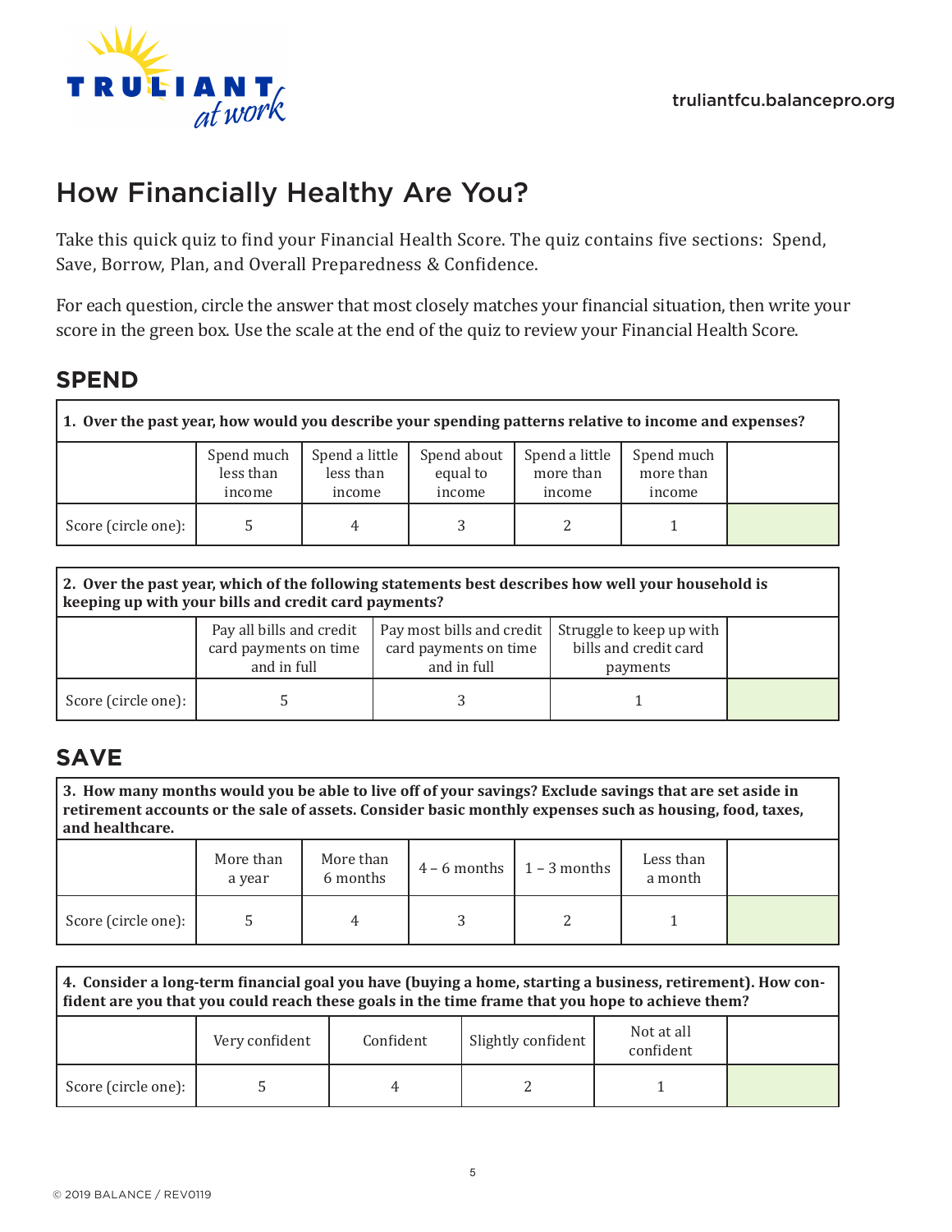truliantfcu.balancepro.org

# How Financially Healthy Are You?

Take this quick quiz to find your Financial Health Score. The quiz contains five sections: Spend, Save, Borrow, Plan, and Overall Preparedness & Confidence.

For each question, circle the answer that most closely matches your financial situation, then write your score in the green box. Use the scale at the end of the quiz to review your Financial Health Score.

## SPEND

**1. Over the past year, how would you describe your spending patterns relative to income and expenses?**

| | Spend much less than income | Spend a little less than income | Spend about equal to income | Spend a little more than income | Spend much more than income | |
|---|---|---|---|---|---|---|
| Score (circle one): | 5 | 4 | 3 | 2 | 1 | |

**2. Over the past year, which of the following statements best describes how well your household is keeping up with your bills and credit card payments?**

| | Pay all bills and credit card payments on time and in full | Pay most bills and credit card payments on time and in full | Struggle to keep up with bills and credit card payments | |
|---|---|---|---|---|
| Score (circle one): | 5 | 3 | 1 | |

## SAVE

**3. How many months would you be able to live off of your savings? Exclude savings that are set aside in retirement accounts or the sale of assets. Consider basic monthly expenses such as housing, food, taxes, and healthcare.**

| | More than a year | More than 6 months | 4 – 6 months | 1 – 3 months | Less than a month | |
|---|---|---|---|---|---|---|
| Score (circle one): | 5 | 4 | 3 | 2 | 1 | |

**4. Consider a long-term financial goal you have (buying a home, starting a business, retirement). How confident are you that you could reach these goals in the time frame that you hope to achieve them?**

| | Very confident | Confident | Slightly confident | Not at all confident | |
|---|---|---|---|---|---|
| Score (circle one): | 5 | 4 | 2 | 1 | |

© 2019 BALANCE / REV0119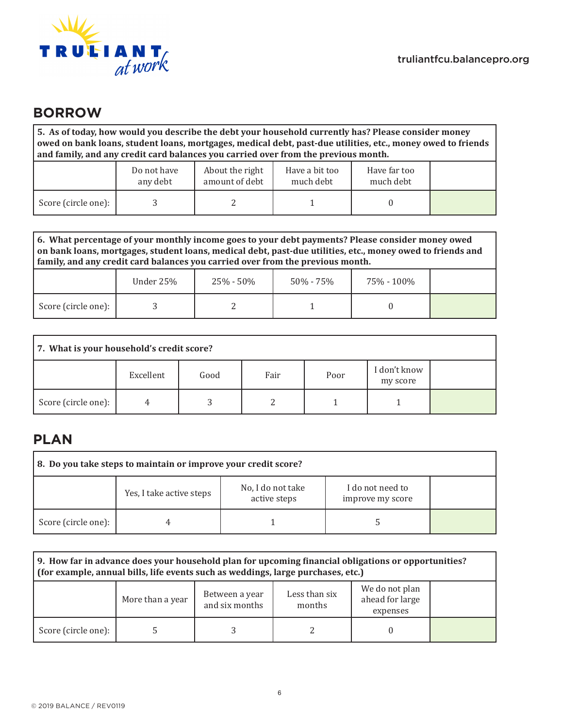truliantfcu.balancepro.org

## BORROW

| 5. As of today, how would you describe the debt your household currently has? Please consider money owed on bank loans, student loans, mortgages, medical debt, past-due utilities, etc., money owed to friends and family, and any credit card balances you carried over from the previous month. | | | | | |
|---|---|---|---|---|---|
| | Do not have any debt | About the right amount of debt | Have a bit too much debt | Have far too much debt | |
| Score (circle one): | 3 | 2 | 1 | 0 | |

| 6. What percentage of your monthly income goes to your debt payments? Please consider money owed on bank loans, mortgages, student loans, medical debt, past-due utilities, etc., money owed to friends and family, and any credit card balances you carried over from the previous month. | | | | | |
|---|---|---|---|---|---|
| | Under 25% | 25% - 50% | 50% - 75% | 75% - 100% | |
| Score (circle one): | 3 | 2 | 1 | 0 | |

| 7. What is your household's credit score? | | | | | | |
|---|---|---|---|---|---|---|
| | Excellent | Good | Fair | Poor | I don't know my score | |
| Score (circle one): | 4 | 3 | 2 | 1 | 1 | |

## PLAN

| 8. Do you take steps to maintain or improve your credit score? | | | | |
|---|---|---|---|---|
| | Yes, I take active steps | No, I do not take active steps | I do not need to improve my score | |
| Score (circle one): | 4 | 1 | 5 | |

| 9. How far in advance does your household plan for upcoming financial obligations or opportunities? (for example, annual bills, life events such as weddings, large purchases, etc.) | | | | | |
|---|---|---|---|---|---|
| | More than a year | Between a year and six months | Less than six months | We do not plan ahead for large expenses | |
| Score (circle one): | 5 | 3 | 2 | 0 | |

© 2019 BALANCE / REV0119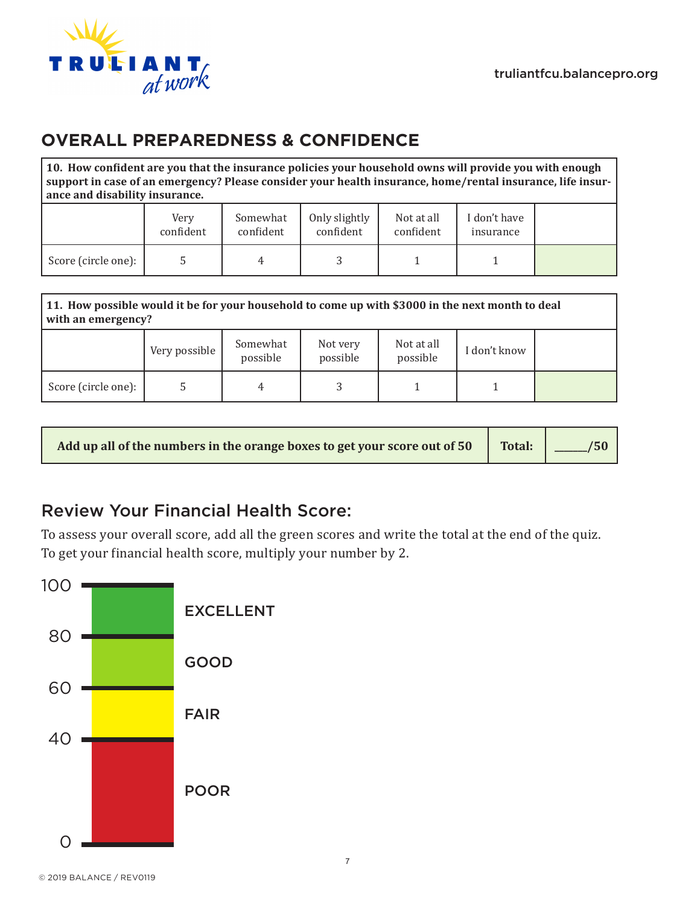## OVERALL PREPAREDNESS & CONFIDENCE

| 10. How confident are you that the insurance policies your household owns will provide you with enough support in case of an emergency? Please consider your health insurance, home/rental insurance, life insurance and disability insurance. | | | | | | |
|---|---|---|---|---|---|---|
| | Very confident | Somewhat confident | Only slightly confident | Not at all confident | I don't have insurance | |
| Score (circle one): | 5 | 4 | 3 | 1 | 1 | |

| 11. How possible would it be for your household to come up with $3000 in the next month to deal with an emergency? | | | | | | |
|---|---|---|---|---|---|---|
| | Very possible | Somewhat possible | Not very possible | Not at all possible | I don't know | |
| Score (circle one): | 5 | 4 | 3 | 1 | 1 | |

| Add up all of the numbers in the orange boxes to get your score out of 50 | Total: | ______/50 |
|---|---|---|

## Review Your Financial Health Score:

To assess your overall score, add all the green scores and write the total at the end of the quiz. To get your financial health score, multiply your number by 2.

| Score | Rating |
|---|---|
| 80–100 | EXCELLENT |
| 60–80 | GOOD |
| 40–60 | FAIR |
| 0–40 | POOR |

© 2019 BALANCE / REV0119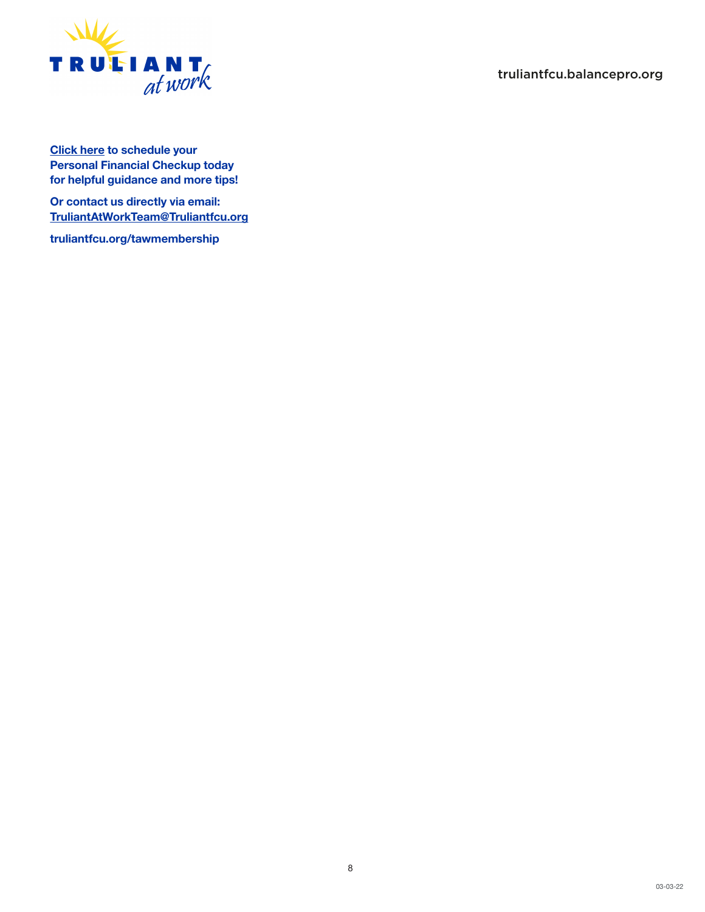**Click here to schedule your Personal Financial Checkup today for helpful guidance and more tips!**

**Or contact us directly via email: TruliantAtWorkTeam@Truliantfcu.org**

**truliantfcu.org/tawmembership**